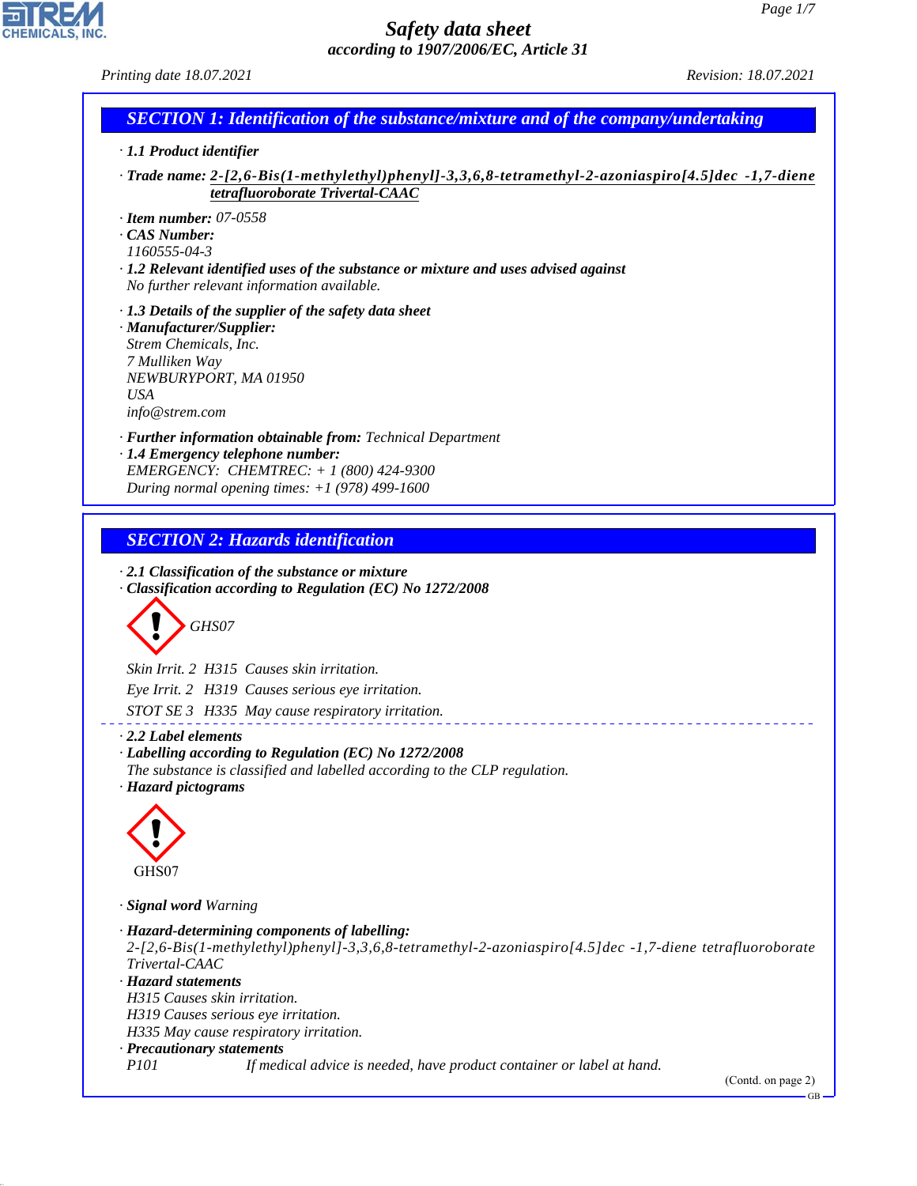# Safety data sheet
*according to 1907/2006/EC, Article 31*

*Printing date 18.07.2021* *Revision: 18.07.2021*

## SECTION 1: Identification of the substance/mixture and of the company/undertaking

· **1.1 Product identifier**

· **Trade name:** **2-[2,6-Bis(1-methylethyl)phenyl]-3,3,6,8-tetramethyl-2-azoniaspiro[4.5]dec -1,7-diene tetrafluoroborate Trivertal-CAAC**

· **Item number:** 07-0558
· **CAS Number:**
1160555-04-3
· **1.2 Relevant identified uses of the substance or mixture and uses advised against**
No further relevant information available.

· **1.3 Details of the supplier of the safety data sheet**
· **Manufacturer/Supplier:**
Strem Chemicals, Inc.
7 Mulliken Way
NEWBURYPORT, MA 01950
USA
info@strem.com

· **Further information obtainable from:** Technical Department
· **1.4 Emergency telephone number:**
EMERGENCY: CHEMTREC: + 1 (800) 424-9300
During normal opening times: +1 (978) 499-1600

## SECTION 2: Hazards identification

· **2.1 Classification of the substance or mixture**
· **Classification according to Regulation (EC) No 1272/2008**

GHS07

Skin Irrit. 2 H315 Causes skin irritation.

Eye Irrit. 2 H319 Causes serious eye irritation.

STOT SE 3 H335 May cause respiratory irritation.

· **2.2 Label elements**
· **Labelling according to Regulation (EC) No 1272/2008**
The substance is classified and labelled according to the CLP regulation.
· **Hazard pictograms**

GHS07

· **Signal word** Warning

· **Hazard-determining components of labelling:**
2-[2,6-Bis(1-methylethyl)phenyl]-3,3,6,8-tetramethyl-2-azoniaspiro[4.5]dec -1,7-diene tetrafluoroborate Trivertal-CAAC
· **Hazard statements**
H315 Causes skin irritation.
H319 Causes serious eye irritation.
H335 May cause respiratory irritation.
· **Precautionary statements**
P101 If medical advice is needed, have product container or label at hand.

(Contd. on page 2)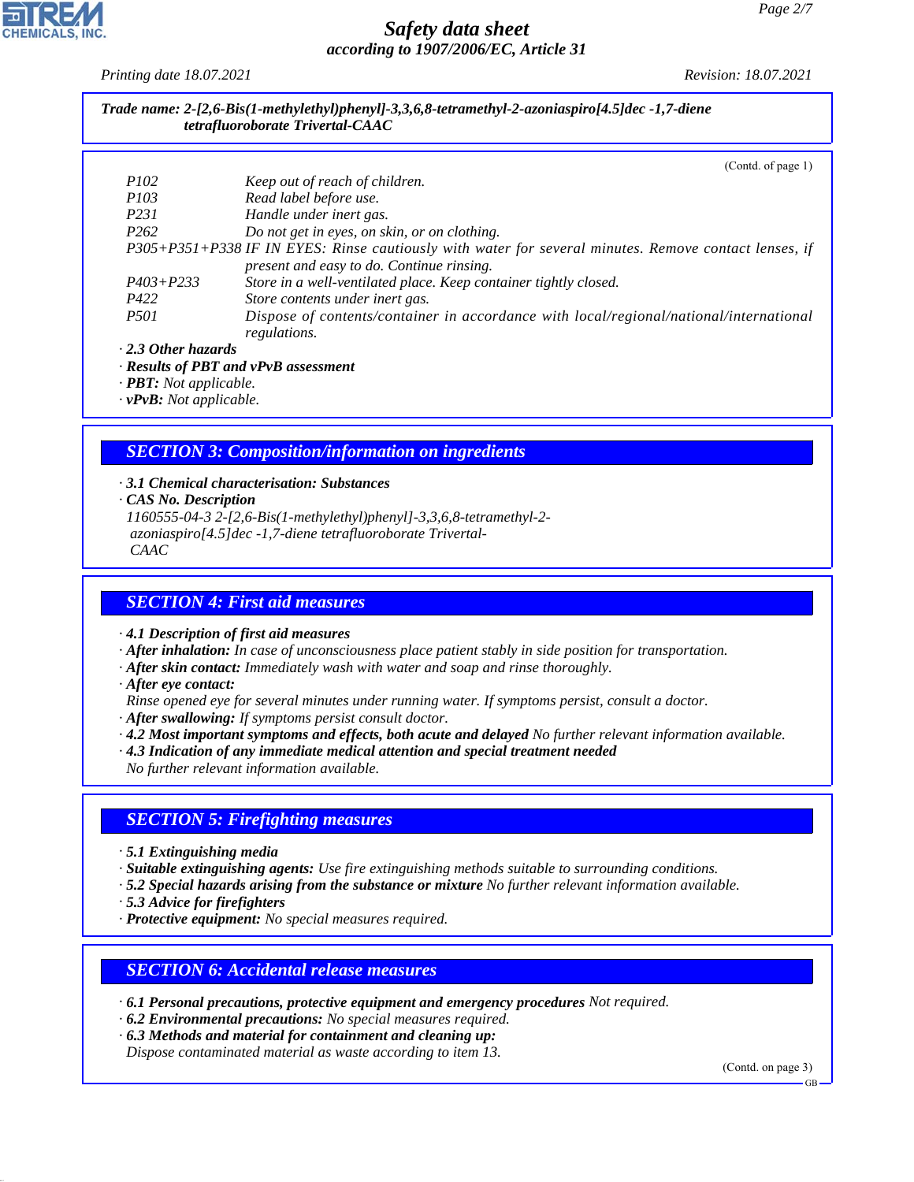**Trade name: 2-[2,6-Bis(1-methylethyl)phenyl]-3,3,6,8-tetramethyl-2-azoniaspiro[4.5]dec -1,7-diene tetrafluoroborate Trivertal-CAAC**

(Contd. of page 1)

| | |
|---|---|
| P102 | Keep out of reach of children. |
| P103 | Read label before use. |
| P231 | Handle under inert gas. |
| P262 | Do not get in eyes, on skin, or on clothing. |
| P305+P351+P338 | IF IN EYES: Rinse cautiously with water for several minutes. Remove contact lenses, if present and easy to do. Continue rinsing. |
| P403+P233 | Store in a well-ventilated place. Keep container tightly closed. |
| P422 | Store contents under inert gas. |
| P501 | Dispose of contents/container in accordance with local/regional/national/international regulations. |

· **2.3 Other hazards**
· **Results of PBT and vPvB assessment**
· **PBT:** Not applicable.
· **vPvB:** Not applicable.

## SECTION 3: Composition/information on ingredients

· **3.1 Chemical characterisation: Substances**
· **CAS No. Description**
1160555-04-3 2-[2,6-Bis(1-methylethyl)phenyl]-3,3,6,8-tetramethyl-2-azoniaspiro[4.5]dec -1,7-diene tetrafluoroborate Trivertal-CAAC

## SECTION 4: First aid measures

· **4.1 Description of first aid measures**
· **After inhalation:** In case of unconsciousness place patient stably in side position for transportation.
· **After skin contact:** Immediately wash with water and soap and rinse thoroughly.
· **After eye contact:**
Rinse opened eye for several minutes under running water. If symptoms persist, consult a doctor.
· **After swallowing:** If symptoms persist consult doctor.
· **4.2 Most important symptoms and effects, both acute and delayed** No further relevant information available.
· **4.3 Indication of any immediate medical attention and special treatment needed**
No further relevant information available.

## SECTION 5: Firefighting measures

· **5.1 Extinguishing media**
· **Suitable extinguishing agents:** Use fire extinguishing methods suitable to surrounding conditions.
· **5.2 Special hazards arising from the substance or mixture** No further relevant information available.
· **5.3 Advice for firefighters**
· **Protective equipment:** No special measures required.

## SECTION 6: Accidental release measures

· **6.1 Personal precautions, protective equipment and emergency procedures** Not required.
· **6.2 Environmental precautions:** No special measures required.
· **6.3 Methods and material for containment and cleaning up:**
Dispose contaminated material as waste according to item 13.

(Contd. on page 3)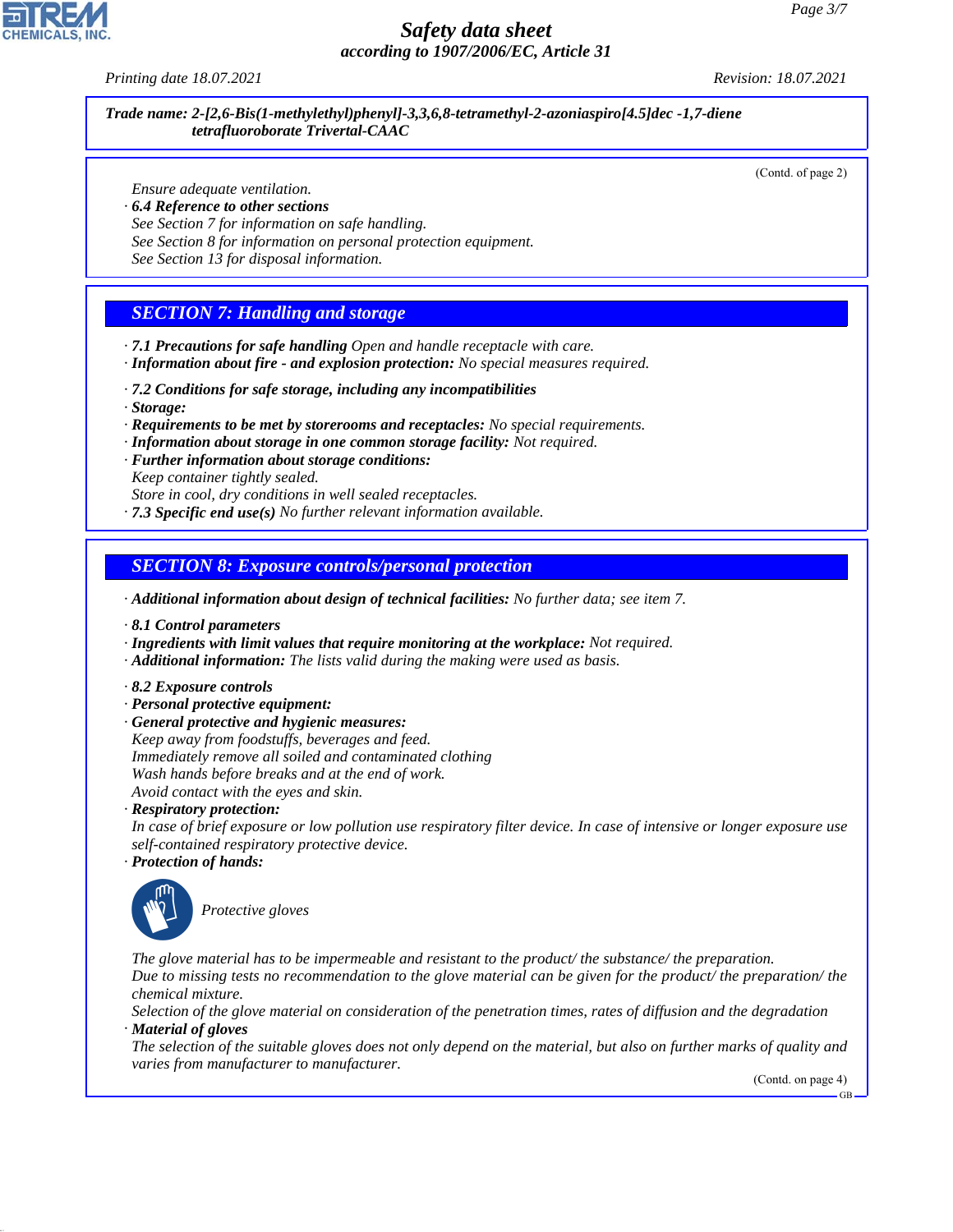**Trade name: 2-[2,6-Bis(1-methylethyl)phenyl]-3,3,6,8-tetramethyl-2-azoniaspiro[4.5]dec -1,7-diene tetrafluoroborate Trivertal-CAAC**

(Contd. of page 2)

Ensure adequate ventilation.

· **6.4 Reference to other sections**
See Section 7 for information on safe handling.
See Section 8 for information on personal protection equipment.
See Section 13 for disposal information.

## SECTION 7: Handling and storage

· **7.1 Precautions for safe handling** Open and handle receptacle with care.
· **Information about fire - and explosion protection:** No special measures required.

· **7.2 Conditions for safe storage, including any incompatibilities**
· **Storage:**
· **Requirements to be met by storerooms and receptacles:** No special requirements.
· **Information about storage in one common storage facility:** Not required.
· **Further information about storage conditions:**
Keep container tightly sealed.
Store in cool, dry conditions in well sealed receptacles.
· **7.3 Specific end use(s)** No further relevant information available.

## SECTION 8: Exposure controls/personal protection

· **Additional information about design of technical facilities:** No further data; see item 7.

· **8.1 Control parameters**
· **Ingredients with limit values that require monitoring at the workplace:** Not required.
· **Additional information:** The lists valid during the making were used as basis.

· **8.2 Exposure controls**
· **Personal protective equipment:**
· **General protective and hygienic measures:**
Keep away from foodstuffs, beverages and feed.
Immediately remove all soiled and contaminated clothing
Wash hands before breaks and at the end of work.
Avoid contact with the eyes and skin.
· **Respiratory protection:**
In case of brief exposure or low pollution use respiratory filter device. In case of intensive or longer exposure use self-contained respiratory protective device.
· **Protection of hands:**

Protective gloves

The glove material has to be impermeable and resistant to the product/ the substance/ the preparation.
Due to missing tests no recommendation to the glove material can be given for the product/ the preparation/ the chemical mixture.
Selection of the glove material on consideration of the penetration times, rates of diffusion and the degradation
· **Material of gloves**
The selection of the suitable gloves does not only depend on the material, but also on further marks of quality and varies from manufacturer to manufacturer.

(Contd. on page 4)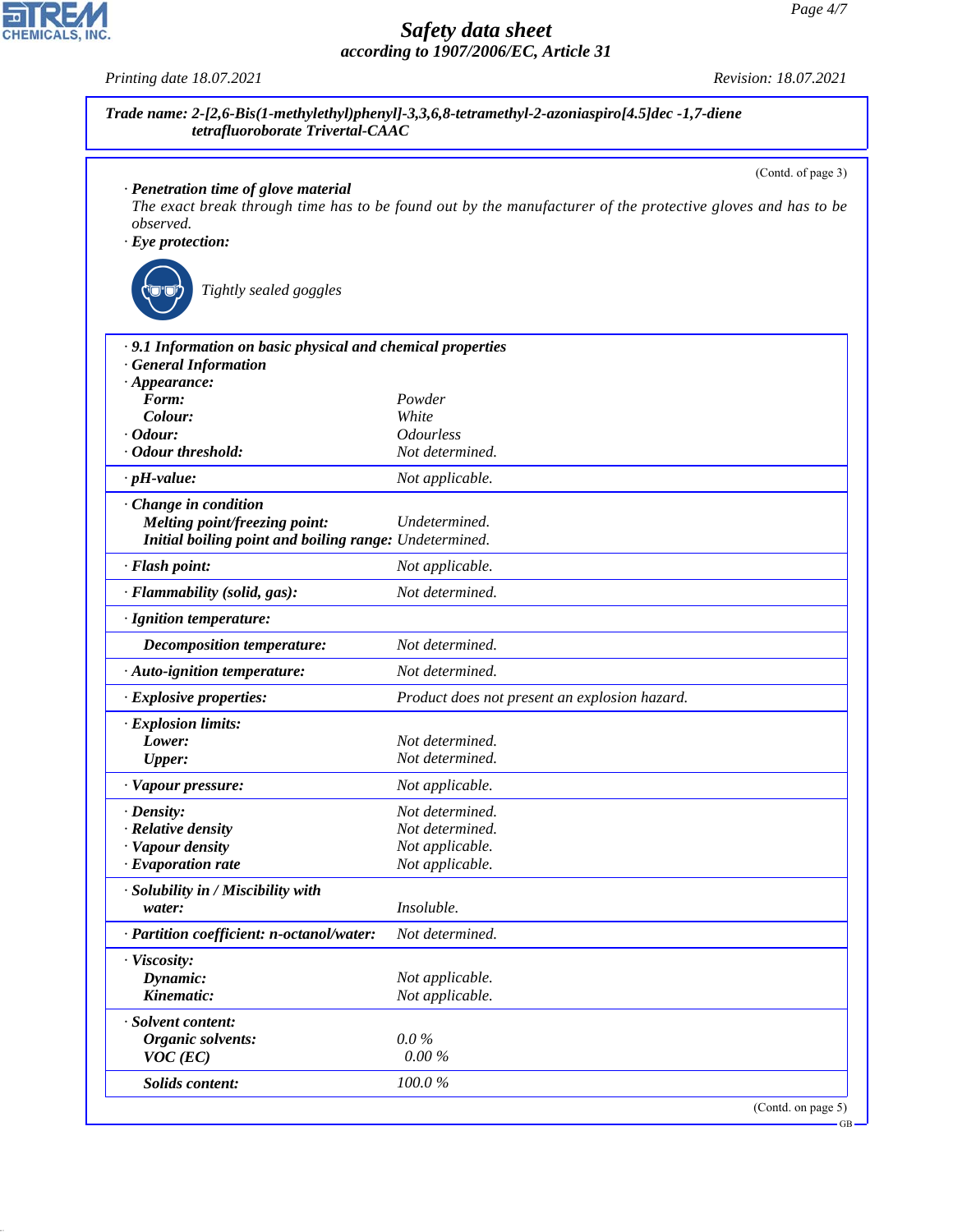**Trade name: 2-[2,6-Bis(1-methylethyl)phenyl]-3,3,6,8-tetramethyl-2-azoniaspiro[4.5]dec -1,7-diene tetrafluoroborate Trivertal-CAAC**

(Contd. of page 3)

· **Penetration time of glove material**
The exact break through time has to be found out by the manufacturer of the protective gloves and has to be observed.

· **Eye protection:**

Tightly sealed goggles

· **9.1 Information on basic physical and chemical properties**
· **General Information**

| | |
|---|---|
| · **Appearance:** | |
| **Form:** | Powder |
| **Colour:** | White |
| · **Odour:** | Odourless |
| · **Odour threshold:** | Not determined. |
| · **pH-value:** | Not applicable. |
| · **Change in condition** | |
| **Melting point/freezing point:** | Undetermined. |
| **Initial boiling point and boiling range:** | Undetermined. |
| · **Flash point:** | Not applicable. |
| · **Flammability (solid, gas):** | Not determined. |
| · **Ignition temperature:** | |
| **Decomposition temperature:** | Not determined. |
| · **Auto-ignition temperature:** | Not determined. |
| · **Explosive properties:** | Product does not present an explosion hazard. |
| · **Explosion limits:** | |
| **Lower:** | Not determined. |
| **Upper:** | Not determined. |
| · **Vapour pressure:** | Not applicable. |
| · **Density:** | Not determined. |
| · **Relative density** | Not determined. |
| · **Vapour density** | Not applicable. |
| · **Evaporation rate** | Not applicable. |
| · **Solubility in / Miscibility with** | |
| **water:** | Insoluble. |
| · **Partition coefficient: n-octanol/water:** | Not determined. |
| · **Viscosity:** | |
| **Dynamic:** | Not applicable. |
| **Kinematic:** | Not applicable. |
| · **Solvent content:** | |
| **Organic solvents:** | 0.0 % |
| **VOC (EC)** | 0.00 % |
| **Solids content:** | 100.0 % |

(Contd. on page 5)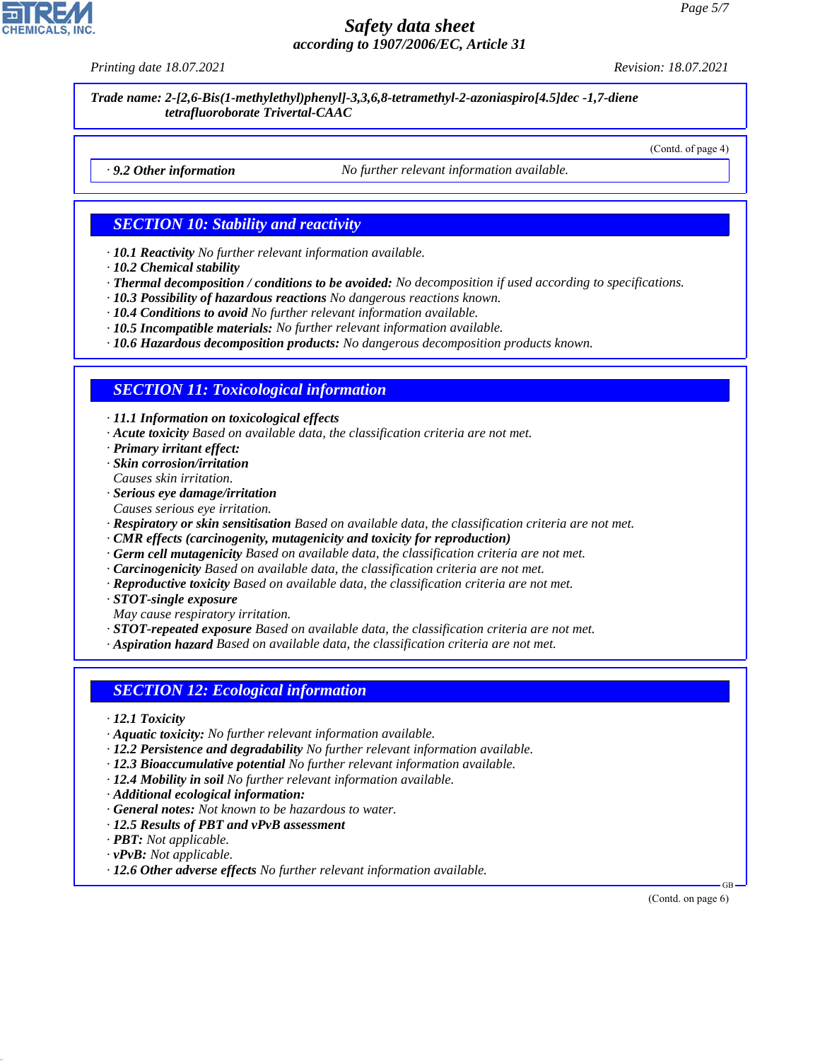**Trade name: 2-[2,6-Bis(1-methylethyl)phenyl]-3,3,6,8-tetramethyl-2-azoniaspiro[4.5]dec -1,7-diene tetrafluoroborate Trivertal-CAAC**

(Contd. of page 4)

· **9.2 Other information** No further relevant information available.

## SECTION 10: Stability and reactivity

· **10.1 Reactivity** No further relevant information available.
· **10.2 Chemical stability**
· **Thermal decomposition / conditions to be avoided:** No decomposition if used according to specifications.
· **10.3 Possibility of hazardous reactions** No dangerous reactions known.
· **10.4 Conditions to avoid** No further relevant information available.
· **10.5 Incompatible materials:** No further relevant information available.
· **10.6 Hazardous decomposition products:** No dangerous decomposition products known.

## SECTION 11: Toxicological information

· **11.1 Information on toxicological effects**
· **Acute toxicity** Based on available data, the classification criteria are not met.
· **Primary irritant effect:**
· **Skin corrosion/irritation**
Causes skin irritation.
· **Serious eye damage/irritation**
Causes serious eye irritation.
· **Respiratory or skin sensitisation** Based on available data, the classification criteria are not met.
· **CMR effects (carcinogenity, mutagenicity and toxicity for reproduction)**
· **Germ cell mutagenicity** Based on available data, the classification criteria are not met.
· **Carcinogenicity** Based on available data, the classification criteria are not met.
· **Reproductive toxicity** Based on available data, the classification criteria are not met.
· **STOT-single exposure**
May cause respiratory irritation.
· **STOT-repeated exposure** Based on available data, the classification criteria are not met.
· **Aspiration hazard** Based on available data, the classification criteria are not met.

## SECTION 12: Ecological information

· **12.1 Toxicity**
· **Aquatic toxicity:** No further relevant information available.
· **12.2 Persistence and degradability** No further relevant information available.
· **12.3 Bioaccumulative potential** No further relevant information available.
· **12.4 Mobility in soil** No further relevant information available.
· **Additional ecological information:**
· **General notes:** Not known to be hazardous to water.
· **12.5 Results of PBT and vPvB assessment**
· **PBT:** Not applicable.
· **vPvB:** Not applicable.
· **12.6 Other adverse effects** No further relevant information available.

(Contd. on page 6)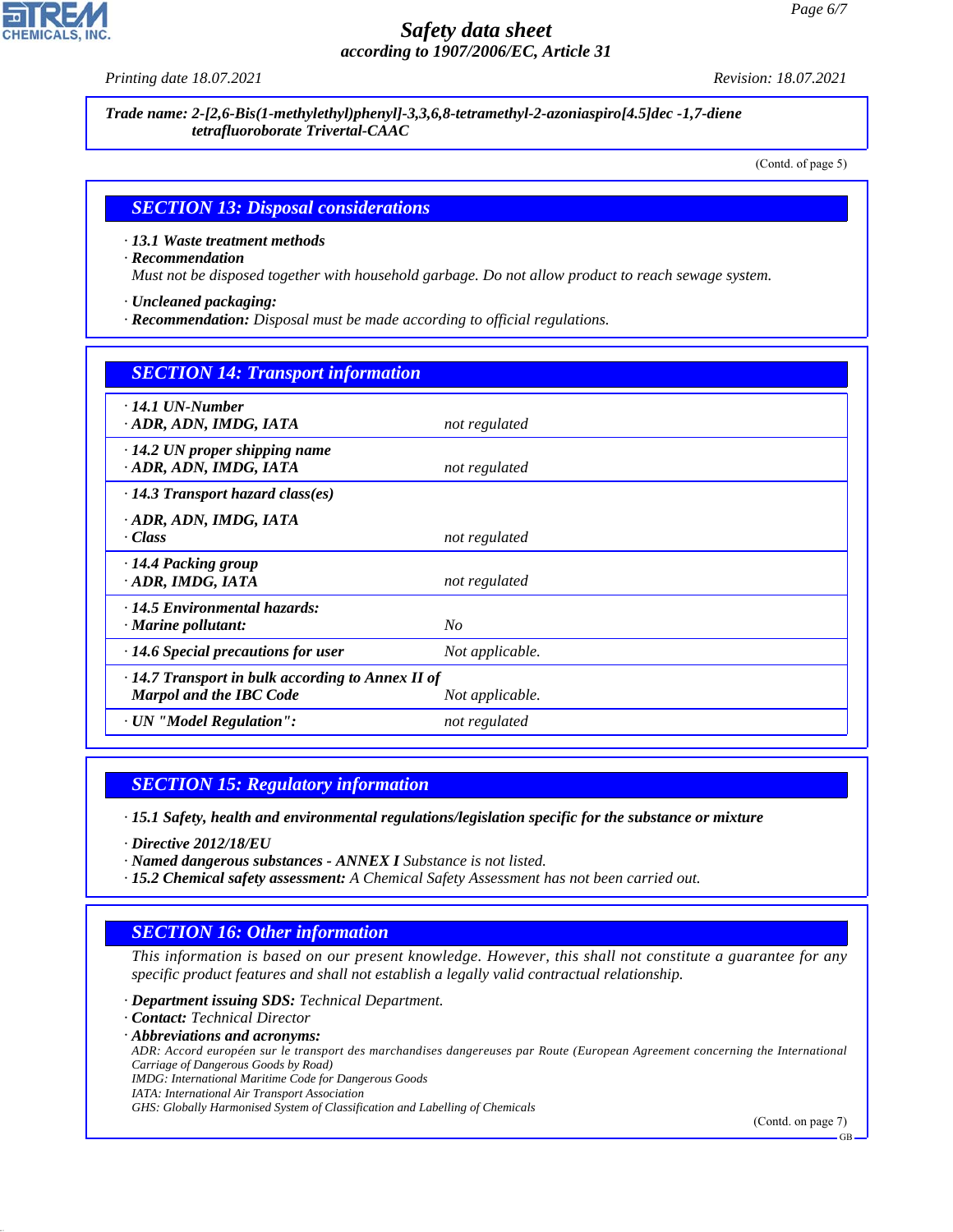**Trade name: 2-[2,6-Bis(1-methylethyl)phenyl]-3,3,6,8-tetramethyl-2-azoniaspiro[4.5]dec -1,7-diene tetrafluoroborate Trivertal-CAAC**

(Contd. of page 5)

## SECTION 13: Disposal considerations

· **13.1 Waste treatment methods**
· **Recommendation**
Must not be disposed together with household garbage. Do not allow product to reach sewage system.

· **Uncleaned packaging:**
· **Recommendation:** Disposal must be made according to official regulations.

## SECTION 14: Transport information

| | |
|---|---|
| · **14.1 UN-Number**<br>· **ADR, ADN, IMDG, IATA** | not regulated |
| · **14.2 UN proper shipping name**<br>· **ADR, ADN, IMDG, IATA** | not regulated |
| · **14.3 Transport hazard class(es)**<br>· **ADR, ADN, IMDG, IATA**<br>· **Class** | not regulated |
| · **14.4 Packing group**<br>· **ADR, IMDG, IATA** | not regulated |
| · **14.5 Environmental hazards:**<br>· **Marine pollutant:** | No |
| · **14.6 Special precautions for user** | Not applicable. |
| · **14.7 Transport in bulk according to Annex II of Marpol and the IBC Code** | Not applicable. |
| · **UN "Model Regulation":** | not regulated |

## SECTION 15: Regulatory information

· **15.1 Safety, health and environmental regulations/legislation specific for the substance or mixture**

· **Directive 2012/18/EU**
· **Named dangerous substances - ANNEX I** Substance is not listed.
· **15.2 Chemical safety assessment:** A Chemical Safety Assessment has not been carried out.

## SECTION 16: Other information

This information is based on our present knowledge. However, this shall not constitute a guarantee for any specific product features and shall not establish a legally valid contractual relationship.

· **Department issuing SDS:** Technical Department.
· **Contact:** Technical Director
· **Abbreviations and acronyms:**
ADR: Accord européen sur le transport des marchandises dangereuses par Route (European Agreement concerning the International Carriage of Dangerous Goods by Road)
IMDG: International Maritime Code for Dangerous Goods
IATA: International Air Transport Association
GHS: Globally Harmonised System of Classification and Labelling of Chemicals

(Contd. on page 7)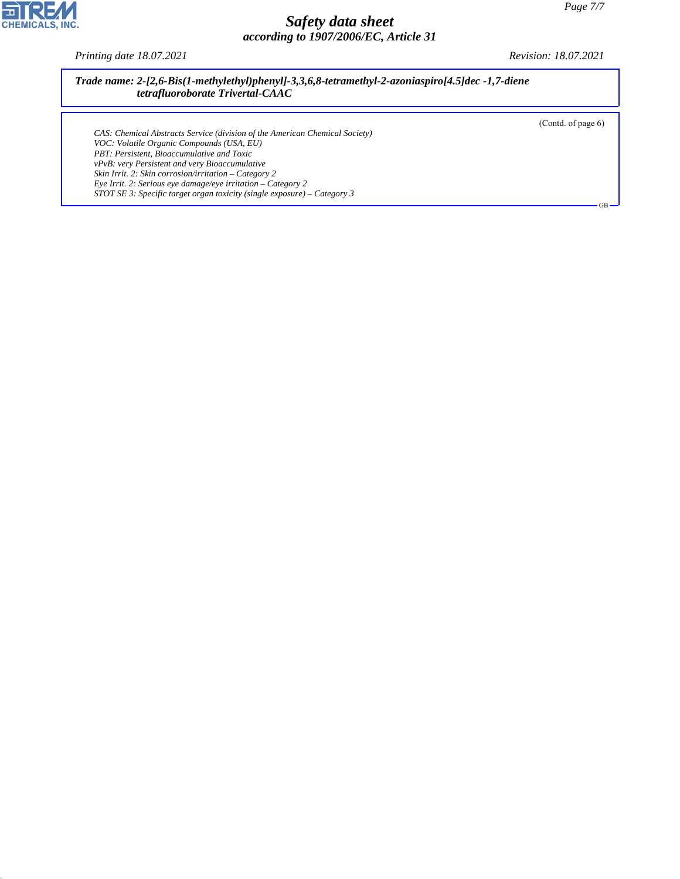**Trade name: 2-[2,6-Bis(1-methylethyl)phenyl]-3,3,6,8-tetramethyl-2-azoniaspiro[4.5]dec -1,7-diene tetrafluoroborate Trivertal-CAAC**

(Contd. of page 6)

*CAS: Chemical Abstracts Service (division of the American Chemical Society)*
*VOC: Volatile Organic Compounds (USA, EU)*
*PBT: Persistent, Bioaccumulative and Toxic*
*vPvB: very Persistent and very Bioaccumulative*
*Skin Irrit. 2: Skin corrosion/irritation – Category 2*
*Eye Irrit. 2: Serious eye damage/eye irritation – Category 2*
*STOT SE 3: Specific target organ toxicity (single exposure) – Category 3*

GB